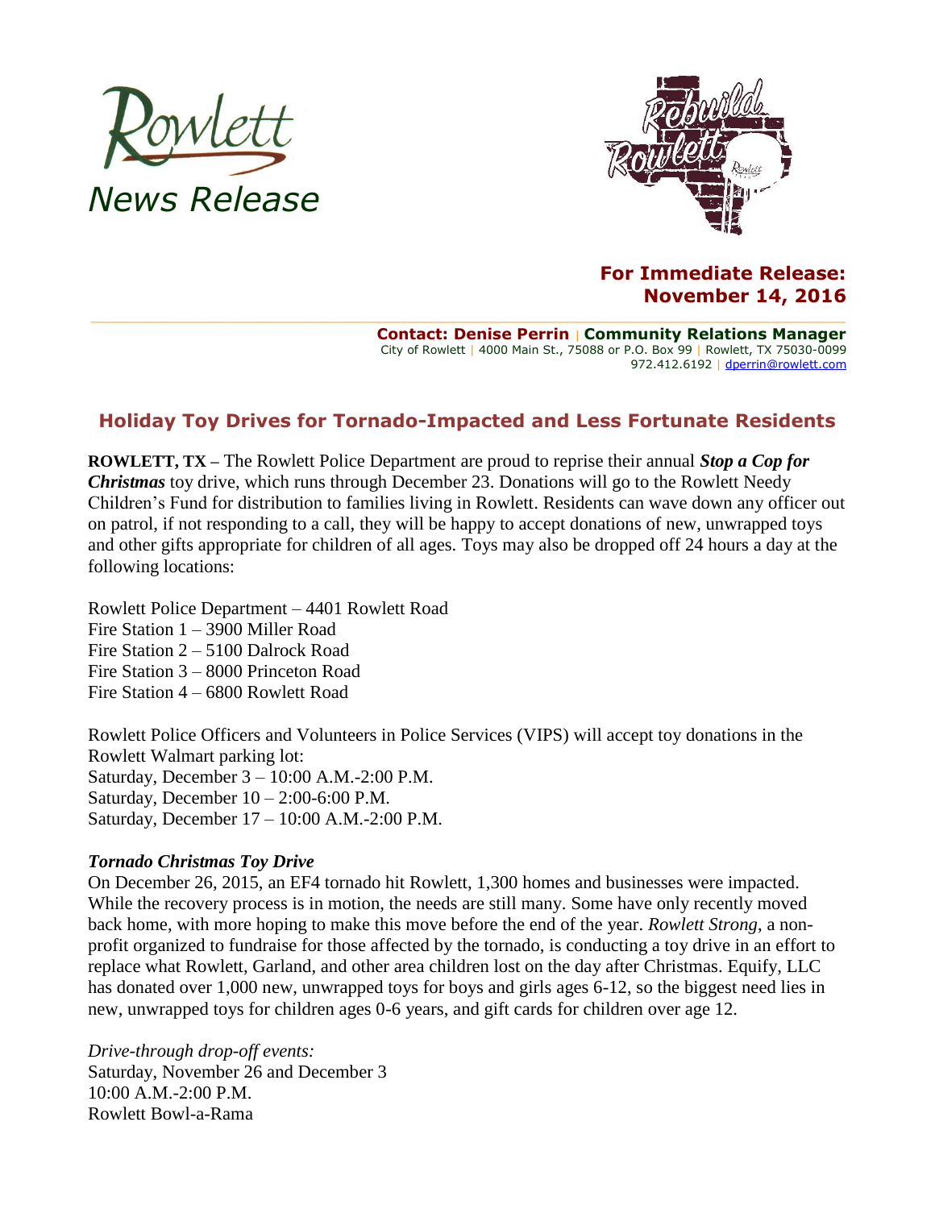Rowlett

*News Release*

**For Immediate Release: November 14, 2016**

**Contact: Denise Perrin | Community Relations Manager**
City of Rowlett | 4000 Main St., 75088 or P.O. Box 99 | Rowlett, TX 75030-0099
972.412.6192 | dperrin@rowlett.com

## Holiday Toy Drives for Tornado-Impacted and Less Fortunate Residents

**ROWLETT, TX –** The Rowlett Police Department are proud to reprise their annual ***Stop a Cop for Christmas*** toy drive, which runs through December 23. Donations will go to the Rowlett Needy Children's Fund for distribution to families living in Rowlett. Residents can wave down any officer out on patrol, if not responding to a call, they will be happy to accept donations of new, unwrapped toys and other gifts appropriate for children of all ages. Toys may also be dropped off 24 hours a day at the following locations:

Rowlett Police Department – 4401 Rowlett Road
Fire Station 1 – 3900 Miller Road
Fire Station 2 – 5100 Dalrock Road
Fire Station 3 – 8000 Princeton Road
Fire Station 4 – 6800 Rowlett Road

Rowlett Police Officers and Volunteers in Police Services (VIPS) will accept toy donations in the Rowlett Walmart parking lot:
Saturday, December 3 – 10:00 A.M.-2:00 P.M.
Saturday, December 10 – 2:00-6:00 P.M.
Saturday, December 17 – 10:00 A.M.-2:00 P.M.

***Tornado Christmas Toy Drive***

On December 26, 2015, an EF4 tornado hit Rowlett, 1,300 homes and businesses were impacted. While the recovery process is in motion, the needs are still many. Some have only recently moved back home, with more hoping to make this move before the end of the year. *Rowlett Strong*, a non-profit organized to fundraise for those affected by the tornado, is conducting a toy drive in an effort to replace what Rowlett, Garland, and other area children lost on the day after Christmas. Equify, LLC has donated over 1,000 new, unwrapped toys for boys and girls ages 6-12, so the biggest need lies in new, unwrapped toys for children ages 0-6 years, and gift cards for children over age 12.

*Drive-through drop-off events:*
Saturday, November 26 and December 3
10:00 A.M.-2:00 P.M.
Rowlett Bowl-a-Rama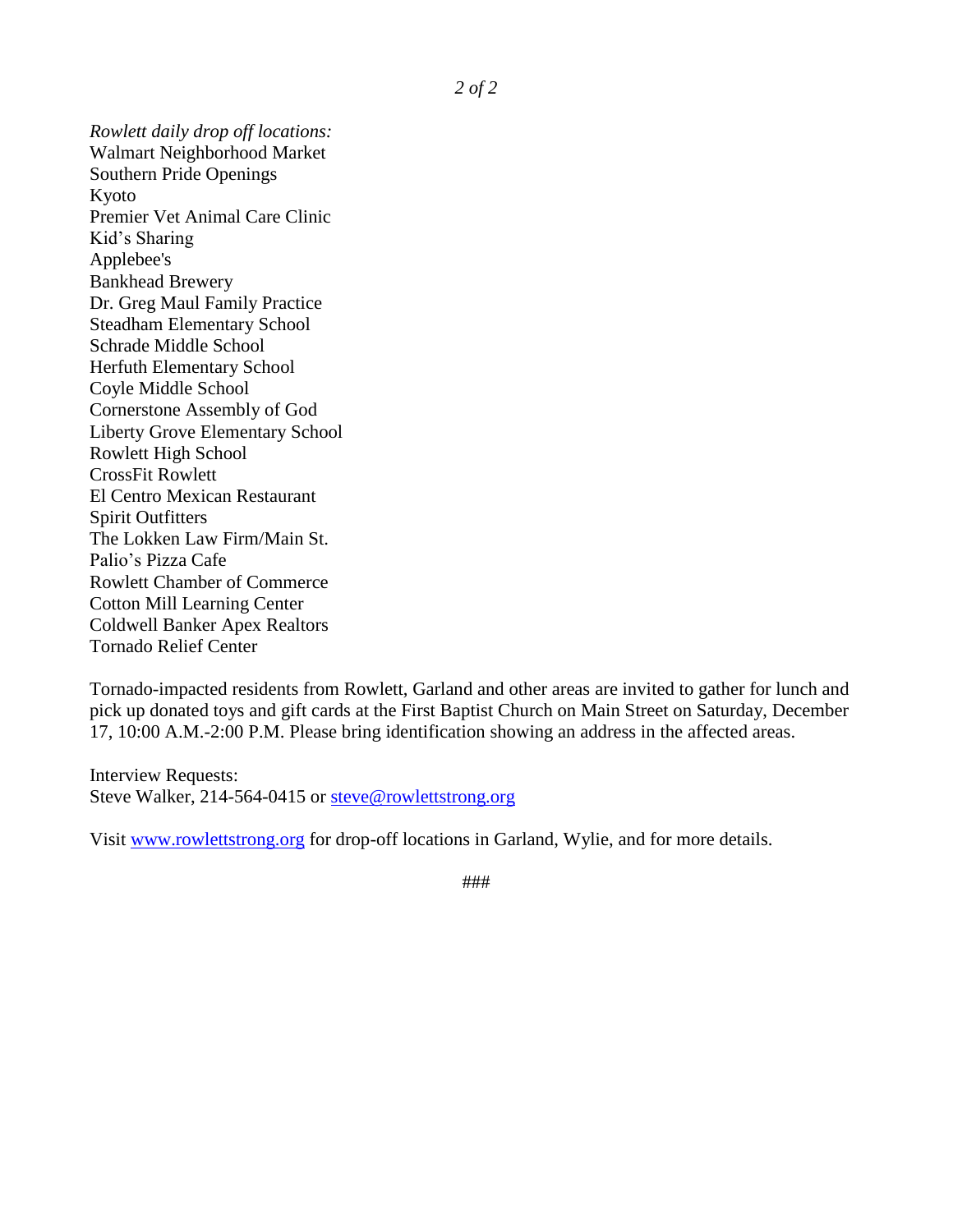*Rowlett daily drop off locations:*
Walmart Neighborhood Market
Southern Pride Openings
Kyoto
Premier Vet Animal Care Clinic
Kid's Sharing
Applebee's
Bankhead Brewery
Dr. Greg Maul Family Practice
Steadham Elementary School
Schrade Middle School
Herfuth Elementary School
Coyle Middle School
Cornerstone Assembly of God
Liberty Grove Elementary School
Rowlett High School
CrossFit Rowlett
El Centro Mexican Restaurant
Spirit Outfitters
The Lokken Law Firm/Main St.
Palio's Pizza Cafe
Rowlett Chamber of Commerce
Cotton Mill Learning Center
Coldwell Banker Apex Realtors
Tornado Relief Center

Tornado-impacted residents from Rowlett, Garland and other areas are invited to gather for lunch and pick up donated toys and gift cards at the First Baptist Church on Main Street on Saturday, December 17, 10:00 A.M.-2:00 P.M. Please bring identification showing an address in the affected areas.

Interview Requests:
Steve Walker, 214-564-0415 or steve@rowlettstrong.org

Visit www.rowlettstrong.org for drop-off locations in Garland, Wylie, and for more details.

###